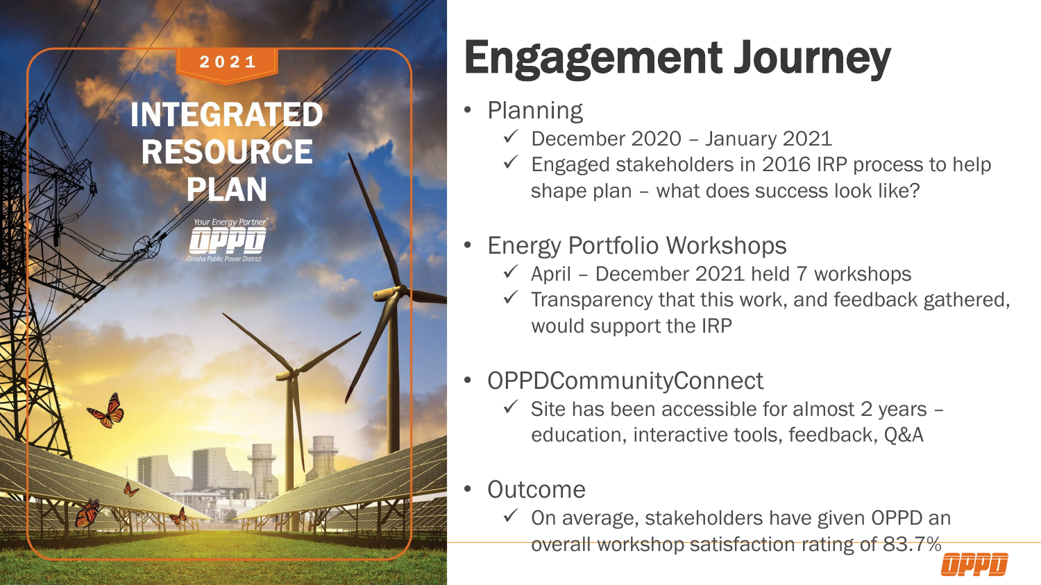# Engagement Journey

- Planning
  - ✓ December 2020 – January 2021
  - ✓ Engaged stakeholders in 2016 IRP process to help shape plan – what does success look like?
- Energy Portfolio Workshops
  - ✓ April – December 2021 held 7 workshops
  - ✓ Transparency that this work, and feedback gathered, would support the IRP
- OPPDCommunityConnect
  - ✓ Site has been accessible for almost 2 years – education, interactive tools, feedback, Q&A
- Outcome
  - ✓ On average, stakeholders have given OPPD an overall workshop satisfaction rating of 83.7%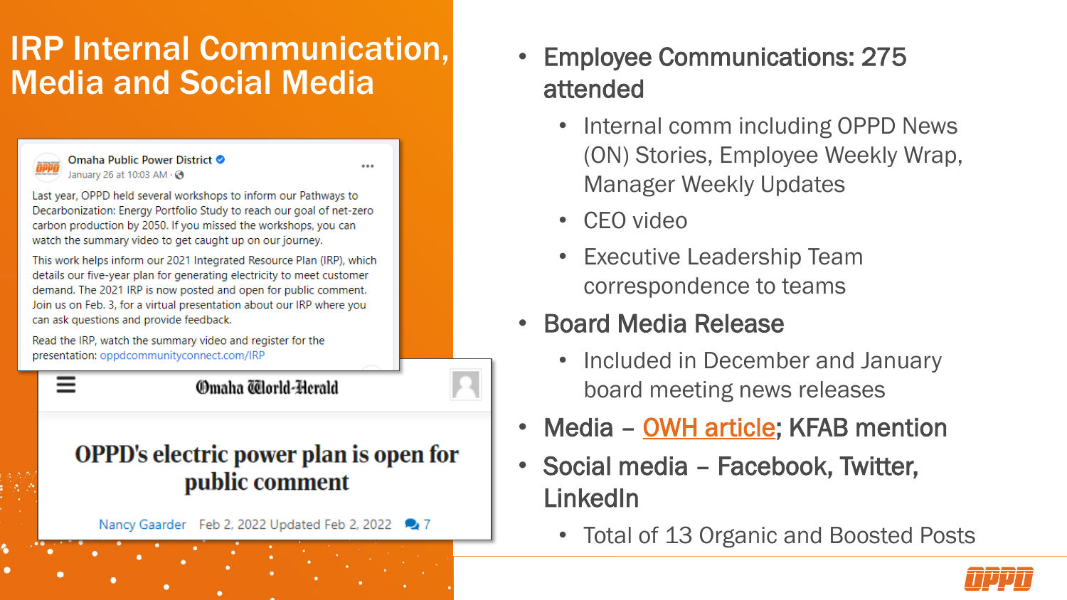# IRP Internal Communication, Media and Social Media

Omaha Public Power District
January 26 at 10:03 AM

Last year, OPPD held several workshops to inform our Pathways to Decarbonization: Energy Portfolio Study to reach our goal of net-zero carbon production by 2050. If you missed the workshops, you can watch the summary video to get caught up on our journey.

This work helps inform our 2021 Integrated Resource Plan (IRP), which details our five-year plan for generating electricity to meet customer demand. The 2021 IRP is now posted and open for public comment. Join us on Feb. 3, for a virtual presentation about our IRP where you can ask questions and provide feedback.

Read the IRP, watch the summary video and register for the presentation: oppdcommunityconnect.com/IRP

Omaha World-Herald

**OPPD's electric power plan is open for public comment**

Nancy Gaarder Feb 2, 2022 Updated Feb 2, 2022 7

- **Employee Communications: 275 attended**
  - Internal comm including OPPD News (ON) Stories, Employee Weekly Wrap, Manager Weekly Updates
  - CEO video
  - Executive Leadership Team correspondence to teams
- **Board Media Release**
  - Included in December and January board meeting news releases
- **Media – OWH article; KFAB mention**
- **Social media – Facebook, Twitter, LinkedIn**
  - Total of 13 Organic and Boosted Posts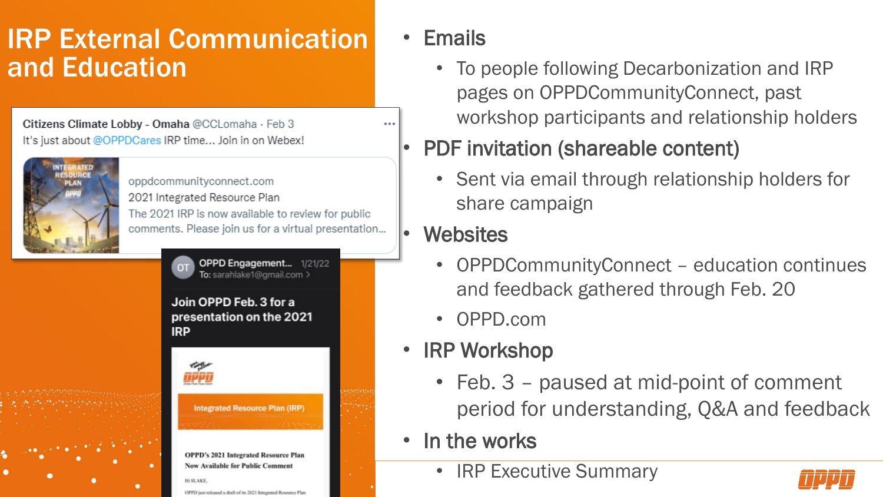# IRP External Communication and Education

Citizens Climate Lobby - Omaha @CCLomaha · Feb 3

It's just about @OPPDCares IRP time... Join in on Webex!

oppdcommunityconnect.com
2021 Integrated Resource Plan
The 2021 IRP is now available to review for public comments. Please join us for a virtual presentation...

OPPD Engagement... 1/21/22
To: sarahlake1@gmail.com

Join OPPD Feb. 3 for a presentation on the 2021 IRP

Integrated Resource Plan (IRP)

OPPD's 2021 Integrated Resource Plan Now Available for Public Comment

- Emails
  - To people following Decarbonization and IRP pages on OPPDCommunityConnect, past workshop participants and relationship holders
- PDF invitation (shareable content)
  - Sent via email through relationship holders for share campaign
- Websites
  - OPPDCommunityConnect – education continues and feedback gathered through Feb. 20
  - OPPD.com
- IRP Workshop
  - Feb. 3 – paused at mid-point of comment period for understanding, Q&A and feedback
- In the works
  - IRP Executive Summary